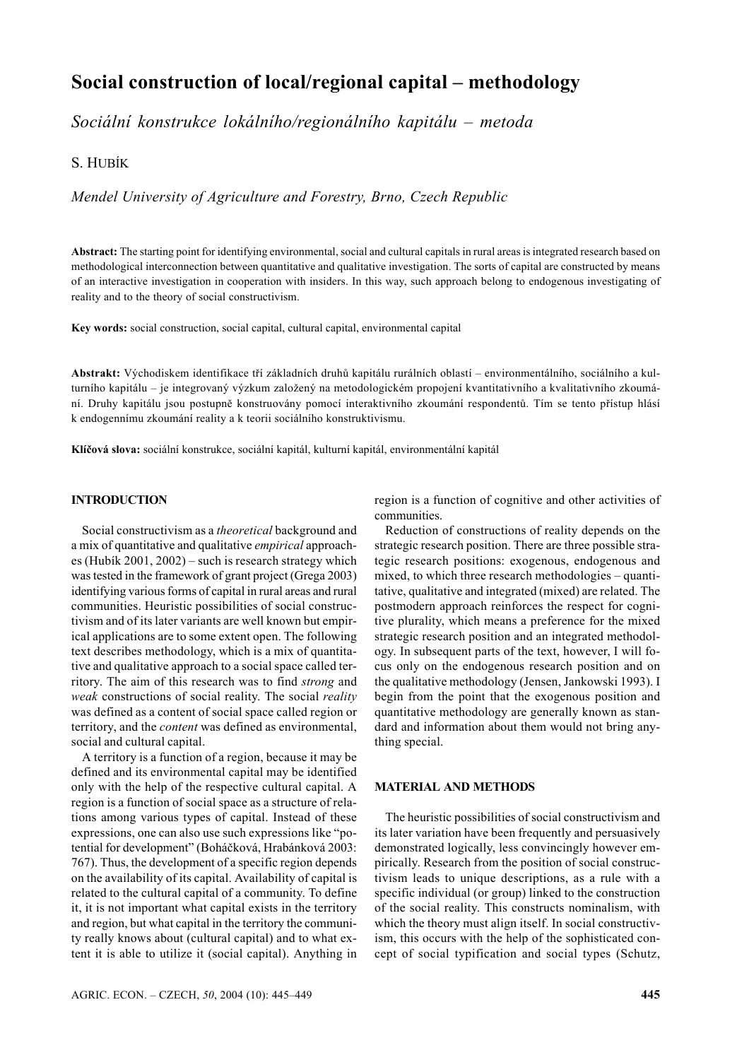# Social construction of local/regional capital – methodology

*Sociální konstrukce lokálního/regionálního kapitálu – metoda*

S. HUBÍK

*Mendel University of Agriculture and Forestry, Brno, Czech Republic*

**Abstract:** The starting point for identifying environmental, social and cultural capitals in rural areas is integrated research based on methodological interconnection between quantitative and qualitative investigation. The sorts of capital are constructed by means of an interactive investigation in cooperation with insiders. In this way, such approach belong to endogenous investigating of reality and to the theory of social constructivism.

**Key words:** social construction, social capital, cultural capital, environmental capital

**Abstrakt:** Východiskem identifikace tří základních druhů kapitálu rurálních oblastí – environmentálního, sociálního a kulturního kapitálu – je integrovaný výzkum založený na metodologickém propojení kvantitativního a kvalitativního zkoumání. Druhy kapitálu jsou postupně konstruovány pomocí interaktivního zkoumání respondentů. Tím se tento přístup hlásí k endogennímu zkoumání reality a k teorii sociálního konstruktivismu.

**Klíčová slova:** sociální konstrukce, sociální kapitál, kulturní kapitál, environmentální kapitál

## INTRODUCTION

Social constructivism as a *theoretical* background and a mix of quantitative and qualitative *empirical* approaches (Hubík 2001, 2002) – such is research strategy which was tested in the framework of grant project (Grega 2003) identifying various forms of capital in rural areas and rural communities. Heuristic possibilities of social constructivism and of its later variants are well known but empirical applications are to some extent open. The following text describes methodology, which is a mix of quantitative and qualitative approach to a social space called territory. The aim of this research was to find *strong* and *weak* constructions of social reality. The social *reality* was defined as a content of social space called region or territory, and the *content* was defined as environmental, social and cultural capital.

A territory is a function of a region, because it may be defined and its environmental capital may be identified only with the help of the respective cultural capital. A region is a function of social space as a structure of relations among various types of capital. Instead of these expressions, one can also use such expressions like "potential for development" (Boháčková, Hrabánková 2003: 767). Thus, the development of a specific region depends on the availability of its capital. Availability of capital is related to the cultural capital of a community. To define it, it is not important what capital exists in the territory and region, but what capital in the territory the community really knows about (cultural capital) and to what extent it is able to utilize it (social capital). Anything in region is a function of cognitive and other activities of communities.

Reduction of constructions of reality depends on the strategic research position. There are three possible strategic research positions: exogenous, endogenous and mixed, to which three research methodologies – quantitative, qualitative and integrated (mixed) are related. The postmodern approach reinforces the respect for cognitive plurality, which means a preference for the mixed strategic research position and an integrated methodology. In subsequent parts of the text, however, I will focus only on the endogenous research position and on the qualitative methodology (Jensen, Jankowski 1993). I begin from the point that the exogenous position and quantitative methodology are generally known as standard and information about them would not bring anything special.

## MATERIAL AND METHODS

The heuristic possibilities of social constructivism and its later variation have been frequently and persuasively demonstrated logically, less convincingly however empirically. Research from the position of social constructivism leads to unique descriptions, as a rule with a specific individual (or group) linked to the construction of the social reality. This constructs nominalism, with which the theory must align itself. In social constructivism, this occurs with the help of the sophisticated concept of social typification and social types (Schutz,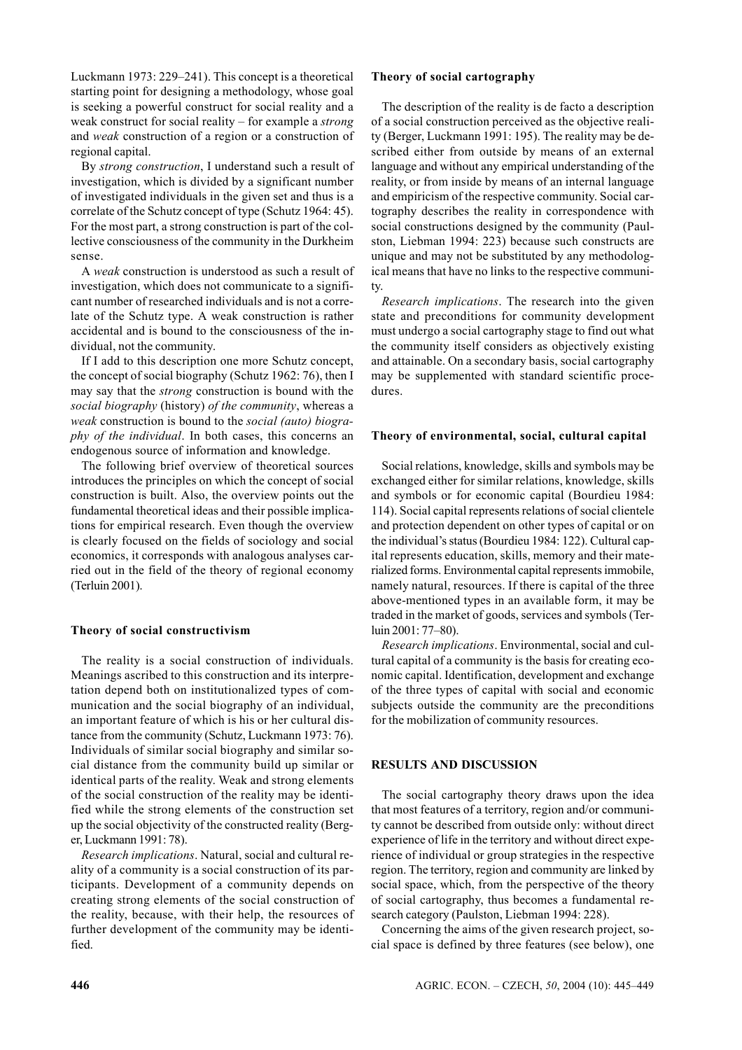Luckmann 1973: 229–241). This concept is a theoretical starting point for designing a methodology, whose goal is seeking a powerful construct for social reality and a weak construct for social reality – for example a *strong* and *weak* construction of a region or a construction of regional capital.

By *strong construction*, I understand such a result of investigation, which is divided by a significant number of investigated individuals in the given set and thus is a correlate of the Schutz concept of type (Schutz 1964: 45). For the most part, a strong construction is part of the collective consciousness of the community in the Durkheim sense.

A *weak* construction is understood as such a result of investigation, which does not communicate to a significant number of researched individuals and is not a correlate of the Schutz type. A weak construction is rather accidental and is bound to the consciousness of the individual, not the community.

If I add to this description one more Schutz concept, the concept of social biography (Schutz 1962: 76), then I may say that the *strong* construction is bound with the *social biography* (history) *of the community*, whereas a *weak* construction is bound to the *social (auto) biography of the individual*. In both cases, this concerns an endogenous source of information and knowledge.

The following brief overview of theoretical sources introduces the principles on which the concept of social construction is built. Also, the overview points out the fundamental theoretical ideas and their possible implications for empirical research. Even though the overview is clearly focused on the fields of sociology and social economics, it corresponds with analogous analyses carried out in the field of the theory of regional economy (Terluin 2001).

### Theory of social constructivism

The reality is a social construction of individuals. Meanings ascribed to this construction and its interpretation depend both on institutionalized types of communication and the social biography of an individual, an important feature of which is his or her cultural distance from the community (Schutz, Luckmann 1973: 76). Individuals of similar social biography and similar social distance from the community build up similar or identical parts of the reality. Weak and strong elements of the social construction of the reality may be identified while the strong elements of the construction set up the social objectivity of the constructed reality (Berger, Luckmann 1991: 78).

*Research implications*. Natural, social and cultural reality of a community is a social construction of its participants. Development of a community depends on creating strong elements of the social construction of the reality, because, with their help, the resources of further development of the community may be identified.

### Theory of social cartography

The description of the reality is de facto a description of a social construction perceived as the objective reality (Berger, Luckmann 1991: 195). The reality may be described either from outside by means of an external language and without any empirical understanding of the reality, or from inside by means of an internal language and empiricism of the respective community. Social cartography describes the reality in correspondence with social constructions designed by the community (Paulston, Liebman 1994: 223) because such constructs are unique and may not be substituted by any methodological means that have no links to the respective community.

*Research implications*. The research into the given state and preconditions for community development must undergo a social cartography stage to find out what the community itself considers as objectively existing and attainable. On a secondary basis, social cartography may be supplemented with standard scientific procedures.

### Theory of environmental, social, cultural capital

Social relations, knowledge, skills and symbols may be exchanged either for similar relations, knowledge, skills and symbols or for economic capital (Bourdieu 1984: 114). Social capital represents relations of social clientele and protection dependent on other types of capital or on the individual's status (Bourdieu 1984: 122). Cultural capital represents education, skills, memory and their materialized forms. Environmental capital represents immobile, namely natural, resources. If there is capital of the three above-mentioned types in an available form, it may be traded in the market of goods, services and symbols (Terluin 2001: 77–80).

*Research implications*. Environmental, social and cultural capital of a community is the basis for creating economic capital. Identification, development and exchange of the three types of capital with social and economic subjects outside the community are the preconditions for the mobilization of community resources.

## RESULTS AND DISCUSSION

The social cartography theory draws upon the idea that most features of a territory, region and/or community cannot be described from outside only: without direct experience of life in the territory and without direct experience of individual or group strategies in the respective region. The territory, region and community are linked by social space, which, from the perspective of the theory of social cartography, thus becomes a fundamental research category (Paulston, Liebman 1994: 228).

Concerning the aims of the given research project, social space is defined by three features (see below), one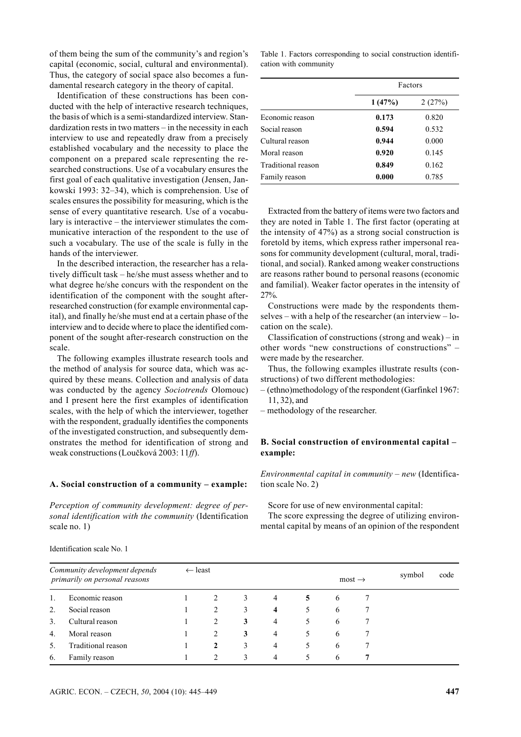of them being the sum of the community's and region's capital (economic, social, cultural and environmental). Thus, the category of social space also becomes a fundamental research category in the theory of capital.

Identification of these constructions has been conducted with the help of interactive research techniques, the basis of which is a semi-standardized interview. Standardization rests in two matters – in the necessity in each interview to use and repeatedly draw from a precisely established vocabulary and the necessity to place the component on a prepared scale representing the researched constructions. Use of a vocabulary ensures the first goal of each qualitative investigation (Jensen, Jankowski 1993: 32–34), which is comprehension. Use of scales ensures the possibility for measuring, which is the sense of every quantitative research. Use of a vocabulary is interactive – the interviewer stimulates the communicative interaction of the respondent to the use of such a vocabulary. The use of the scale is fully in the hands of the interviewer.

In the described interaction, the researcher has a relatively difficult task – he/she must assess whether and to what degree he/she concurs with the respondent on the identification of the component with the sought after-researched construction (for example environmental capital), and finally he/she must end at a certain phase of the interview and to decide where to place the identified component of the sought after-research construction on the scale.

The following examples illustrate research tools and the method of analysis for source data, which was acquired by these means. Collection and analysis of data was conducted by the agency *Sociotrends* Olomouc) and I present here the first examples of identification scales, with the help of which the interviewer, together with the respondent, gradually identifies the components of the investigated construction, and subsequently demonstrates the method for identification of strong and weak constructions (Loučková 2003: 11*ff*).

### A. Social construction of a community – example:

*Perception of community development: degree of personal identification with the community* (Identification scale no. 1)

Identification scale No. 1

| *Community development depends primarily on personal reasons* | | ← least | | | | | most → | | symbol | code |
|---|---|---|---|---|---|---|---|---|---|---|
| 1. | Economic reason | 1 | 2 | 3 | 4 | **5** | 6 | 7 | | |
| 2. | Social reason | 1 | 2 | 3 | **4** | 5 | 6 | 7 | | |
| 3. | Cultural reason | 1 | 2 | **3** | 4 | 5 | 6 | 7 | | |
| 4. | Moral reason | 1 | 2 | **3** | 4 | 5 | 6 | 7 | | |
| 5. | Traditional reason | 1 | **2** | 3 | 4 | 5 | 6 | 7 | | |
| 6. | Family reason | 1 | 2 | 3 | 4 | 5 | 6 | **7** | | |

Table 1. Factors corresponding to social construction identification with community

| | Factors | |
|---|---|---|
| | **1 (47%)** | 2 (27%) |
| Economic reason | **0.173** | 0.820 |
| Social reason | **0.594** | 0.532 |
| Cultural reason | **0.944** | 0.000 |
| Moral reason | **0.920** | 0.145 |
| Traditional reason | **0.849** | 0.162 |
| Family reason | **0.000** | 0.785 |

Extracted from the battery of items were two factors and they are noted in Table 1. The first factor (operating at the intensity of 47%) as a strong social construction is foretold by items, which express rather impersonal reasons for community development (cultural, moral, traditional, and social). Ranked among weaker constructions are reasons rather bound to personal reasons (economic and familial). Weaker factor operates in the intensity of 27%.

Constructions were made by the respondents themselves – with a help of the researcher (an interview – location on the scale).

Classification of constructions (strong and weak) – in other words "new constructions of constructions" – were made by the researcher.

Thus, the following examples illustrate results (constructions) of two different methodologies:

– (ethno)methodology of the respondent (Garfinkel 1967: 11, 32), and

– methodology of the researcher.

### B. Social construction of environmental capital – example:

*Environmental capital in community – new* (Identification scale No. 2)

Score for use of new environmental capital:

The score expressing the degree of utilizing environmental capital by means of an opinion of the respondent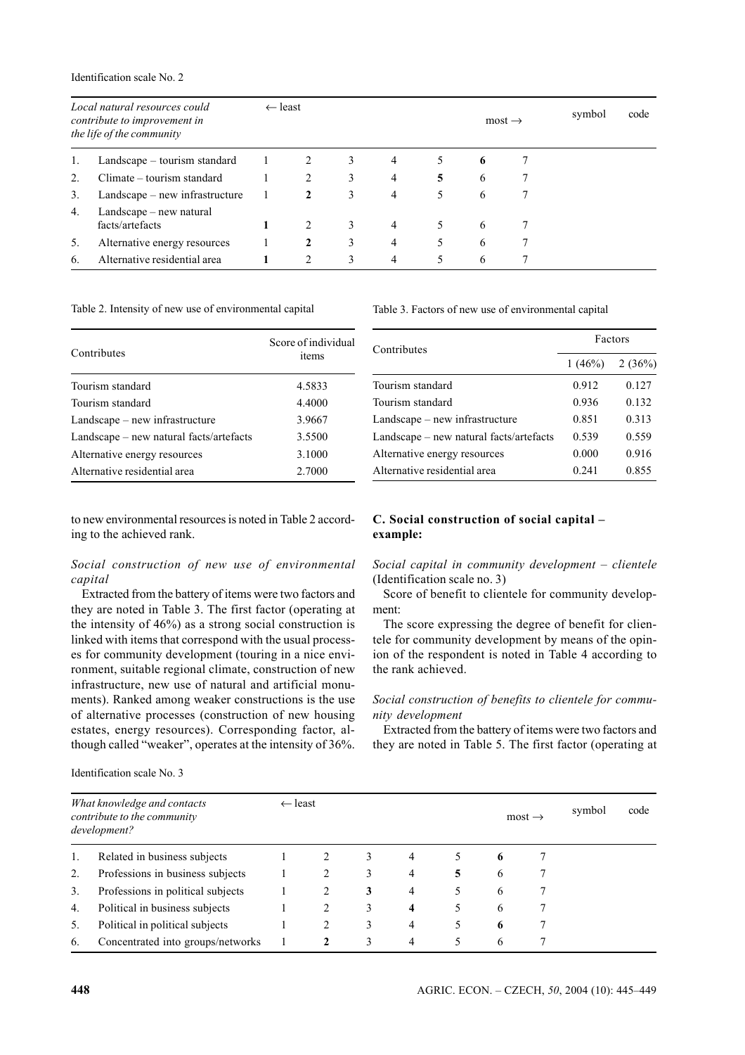Identification scale No. 2

| *Local natural resources could contribute to improvement in the life of the community* | ← least | | | | | | most → | symbol | code |
|---|---|---|---|---|---|---|---|---|---|
| 1. Landscape – tourism standard | 1 | 2 | 3 | 4 | 5 | **6** | 7 | | |
| 2. Climate – tourism standard | 1 | 2 | 3 | 4 | **5** | 6 | 7 | | |
| 3. Landscape – new infrastructure | 1 | **2** | 3 | 4 | 5 | 6 | 7 | | |
| 4. Landscape – new natural facts/artefacts | **1** | 2 | 3 | 4 | 5 | 6 | 7 | | |
| 5. Alternative energy resources | 1 | **2** | 3 | 4 | 5 | 6 | 7 | | |
| 6. Alternative residential area | **1** | 2 | 3 | 4 | 5 | 6 | 7 | | |

Table 2. Intensity of new use of environmental capital

| Contributes | Score of individual items |
|---|---|
| Tourism standard | 4.5833 |
| Tourism standard | 4.4000 |
| Landscape – new infrastructure | 3.9667 |
| Landscape – new natural facts/artefacts | 3.5500 |
| Alternative energy resources | 3.1000 |
| Alternative residential area | 2.7000 |

Table 3. Factors of new use of environmental capital

| Contributes | Factors | |
|---|---|---|
| | 1 (46%) | 2 (36%) |
| Tourism standard | 0.912 | 0.127 |
| Tourism standard | 0.936 | 0.132 |
| Landscape – new infrastructure | 0.851 | 0.313 |
| Landscape – new natural facts/artefacts | 0.539 | 0.559 |
| Alternative energy resources | 0.000 | 0.916 |
| Alternative residential area | 0.241 | 0.855 |

to new environmental resources is noted in Table 2 according to the achieved rank.

*Social construction of new use of environmental capital*

Extracted from the battery of items were two factors and they are noted in Table 3. The first factor (operating at the intensity of 46%) as a strong social construction is linked with items that correspond with the usual processes for community development (touring in a nice environment, suitable regional climate, construction of new infrastructure, new use of natural and artificial monuments). Ranked among weaker constructions is the use of alternative processes (construction of new housing estates, energy resources). Corresponding factor, although called "weaker", operates at the intensity of 36%.

**C. Social construction of social capital – example:**

*Social capital in community development – clientele* (Identification scale no. 3)

Score of benefit to clientele for community development:

The score expressing the degree of benefit for clientele for community development by means of the opinion of the respondent is noted in Table 4 according to the rank achieved.

*Social construction of benefits to clientele for community development*

Extracted from the battery of items were two factors and they are noted in Table 5. The first factor (operating at

Identification scale No. 3

| *What knowledge and contacts contribute to the community development?* | ← least | | | | | | most → | symbol | code |
|---|---|---|---|---|---|---|---|---|---|
| 1. Related in business subjects | 1 | 2 | 3 | 4 | 5 | **6** | 7 | | |
| 2. Professions in business subjects | 1 | 2 | 3 | 4 | **5** | 6 | 7 | | |
| 3. Professions in political subjects | 1 | 2 | **3** | 4 | 5 | 6 | 7 | | |
| 4. Political in business subjects | 1 | 2 | 3 | **4** | 5 | 6 | 7 | | |
| 5. Political in political subjects | 1 | 2 | 3 | 4 | 5 | **6** | 7 | | |
| 6. Concentrated into groups/networks | 1 | **2** | 3 | 4 | 5 | 6 | 7 | | |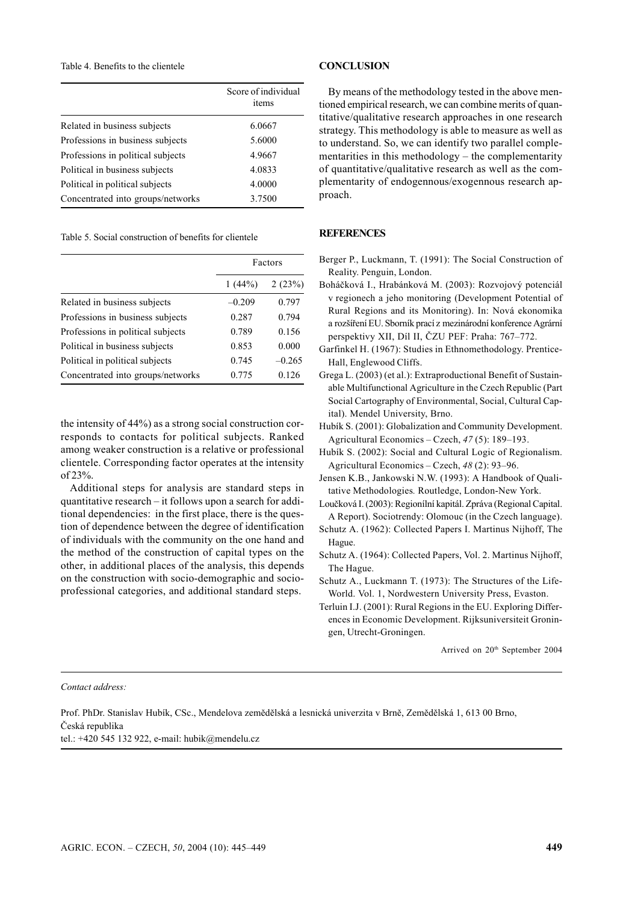Table 4. Benefits to the clientele

| | Score of individual items |
|---|---|
| Related in business subjects | 6.0667 |
| Professions in business subjects | 5.6000 |
| Professions in political subjects | 4.9667 |
| Political in business subjects | 4.0833 |
| Political in political subjects | 4.0000 |
| Concentrated into groups/networks | 3.7500 |

Table 5. Social construction of benefits for clientele

| | Factors | |
|---|---|---|
| | 1 (44%) | 2 (23%) |
| Related in business subjects | –0.209 | 0.797 |
| Professions in business subjects | 0.287 | 0.794 |
| Professions in political subjects | 0.789 | 0.156 |
| Political in business subjects | 0.853 | 0.000 |
| Political in political subjects | 0.745 | –0.265 |
| Concentrated into groups/networks | 0.775 | 0.126 |

the intensity of 44%) as a strong social construction corresponds to contacts for political subjects. Ranked among weaker construction is a relative or professional clientele. Corresponding factor operates at the intensity of 23%.

Additional steps for analysis are standard steps in quantitative research – it follows upon a search for additional dependencies: in the first place, there is the question of dependence between the degree of identification of individuals with the community on the one hand and the method of the construction of capital types on the other, in additional places of the analysis, this depends on the construction with socio-demographic and socio-professional categories, and additional standard steps.

## CONCLUSION

By means of the methodology tested in the above mentioned empirical research, we can combine merits of quantitative/qualitative research approaches in one research strategy. This methodology is able to measure as well as to understand. So, we can identify two parallel complementarities in this methodology – the complementarity of quantitative/qualitative research as well as the complementarity of endogennous/exogennous research approach.

## REFERENCES

Berger P., Luckmann, T. (1991): The Social Construction of Reality. Penguin, London.

Boháčková I., Hrabánková M. (2003): Rozvojový potenciál v regionech a jeho monitoring (Development Potential of Rural Regions and its Monitoring). In: Nová ekonomika a rozšíření EU. Sborník prací z mezinárodní konference Agrární perspektivy XII, Díl II, ČZU PEF: Praha: 767–772.

Garfinkel H. (1967): Studies in Ethnomethodology. Prentice-Hall, Englewood Cliffs.

Grega L. (2003) (et al.): Extraproductional Benefit of Sustainable Multifunctional Agriculture in the Czech Republic (Part Social Cartography of Environmental, Social, Cultural Capital). Mendel University, Brno.

Hubík S. (2001): Globalization and Community Development. Agricultural Economics – Czech, *47* (5): 189–193.

Hubík S. (2002): Social and Cultural Logic of Regionalism. Agricultural Economics – Czech, *48* (2): 93–96.

Jensen K.B., Jankowski N.W. (1993): A Handbook of Qualitative Methodologies*.* Routledge, London-New York.

Loučková I. (2003): Regionílní kapitál. Zpráva (Regional Capital. A Report). Sociotrendy: Olomouc (in the Czech language).

Schutz A. (1962): Collected Papers I. Martinus Nijhoff, The Hague.

Schutz A. (1964): Collected Papers, Vol. 2. Martinus Nijhoff, The Hague.

Schutz A., Luckmann T. (1973): The Structures of the Life-World. Vol. 1, Nordwestern University Press, Evaston.

Terluin I.J. (2001): Rural Regions in the EU. Exploring Differences in Economic Development. Rijksuniversiteit Groningen, Utrecht-Groningen.

Arrived on 20th September 2004

*Contact address:*

Prof. PhDr. Stanislav Hubík, CSc., Mendelova zemědělská a lesnická univerzita v Brně, Zemědělská 1, 613 00 Brno, Česká republika
tel.: +420 545 132 922, e-mail: hubik@mendelu.cz